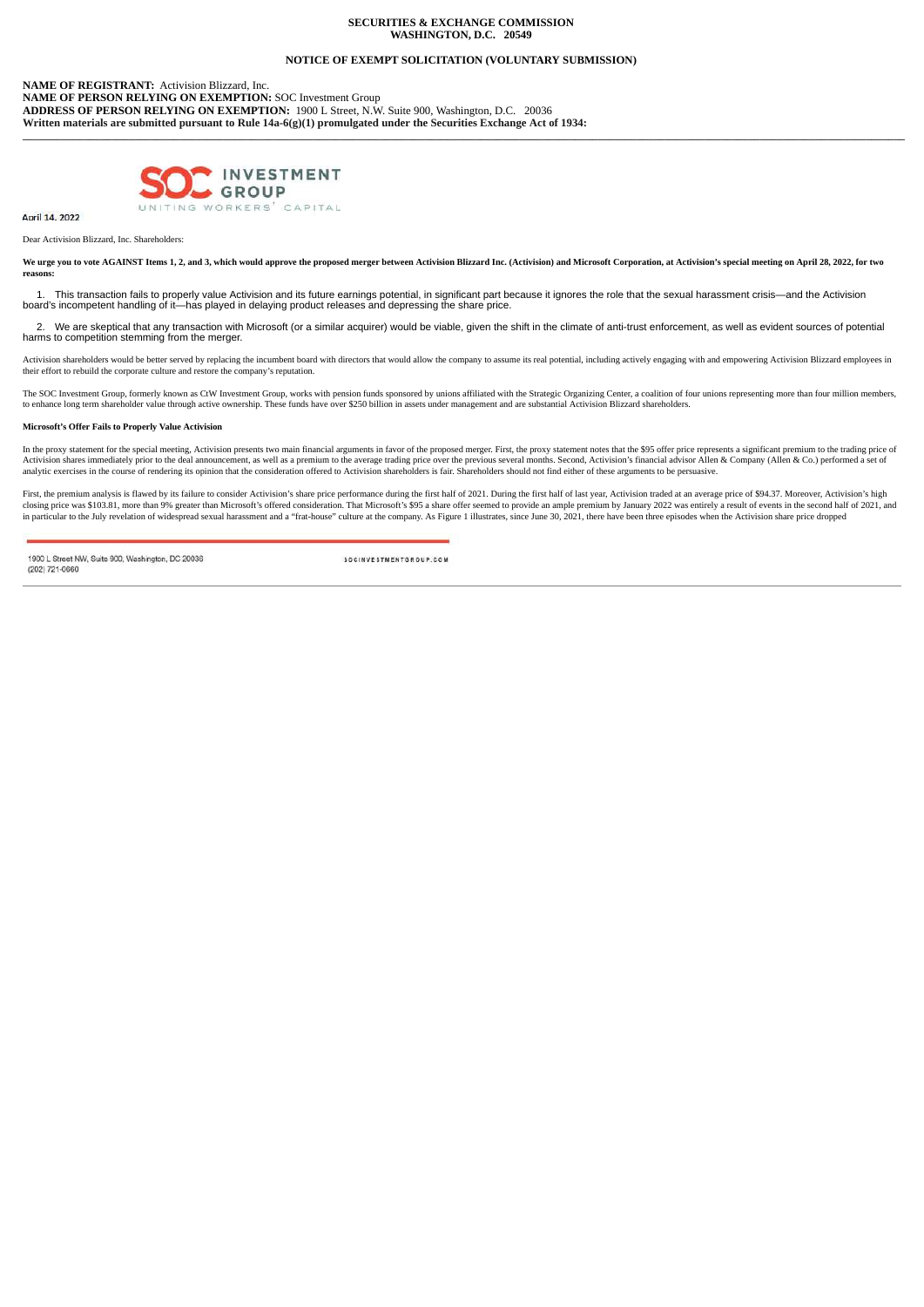**SECURITIES & EXCHANGE COMMISSION**
**WASHINGTON, D.C. 20549**

**NOTICE OF EXEMPT SOLICITATION (VOLUNTARY SUBMISSION)**

**NAME OF REGISTRANT:** Activision Blizzard, Inc.
**NAME OF PERSON RELYING ON EXEMPTION:** SOC Investment Group
**ADDRESS OF PERSON RELYING ON EXEMPTION:** 1900 L Street, N.W. Suite 900, Washington, D.C. 20036
**Written materials are submitted pursuant to Rule 14a-6(g)(1) promulgated under the Securities Exchange Act of 1934:**

---

SOC INVESTMENT GROUP
UNITING WORKERS' CAPITAL

April 14, 2022

Dear Activision Blizzard, Inc. Shareholders:

**We urge you to vote AGAINST Items 1, 2, and 3, which would approve the proposed merger between Activision Blizzard Inc. (Activision) and Microsoft Corporation, at Activision's special meeting on April 28, 2022, for two reasons:**

1. This transaction fails to properly value Activision and its future earnings potential, in significant part because it ignores the role that the sexual harassment crisis—and the Activision board's incompetent handling of it—has played in delaying product releases and depressing the share price.

2. We are skeptical that any transaction with Microsoft (or a similar acquirer) would be viable, given the shift in the climate of anti-trust enforcement, as well as evident sources of potential harms to competition stemming from the merger.

Activision shareholders would be better served by replacing the incumbent board with directors that would allow the company to assume its real potential, including actively engaging with and empowering Activision Blizzard employees in their effort to rebuild the corporate culture and restore the company's reputation.

The SOC Investment Group, formerly known as CtW Investment Group, works with pension funds sponsored by unions affiliated with the Strategic Organizing Center, a coalition of four unions representing more than four million members, to enhance long term shareholder value through active ownership. These funds have over $250 billion in assets under management and are substantial Activision Blizzard shareholders.

**Microsoft's Offer Fails to Properly Value Activision**

In the proxy statement for the special meeting, Activision presents two main financial arguments in favor of the proposed merger. First, the proxy statement notes that the $95 offer price represents a significant premium to the trading price of Activision shares immediately prior to the deal announcement, as well as a premium to the average trading price over the previous several months. Second, Activision's financial advisor Allen & Company (Allen & Co.) performed a set of analytic exercises in the course of rendering its opinion that the consideration offered to Activision shareholders is fair. Shareholders should not find either of these arguments to be persuasive.

First, the premium analysis is flawed by its failure to consider Activision's share price performance during the first half of 2021. During the first half of last year, Activision traded at an average price of $94.37. Moreover, Activision's high closing price was $103.81, more than 9% greater than Microsoft's offered consideration. That Microsoft's $95 a share offer seemed to provide an ample premium by January 2022 was entirely a result of events in the second half of 2021, and in particular to the July revelation of widespread sexual harassment and a "frat-house" culture at the company. As Figure 1 illustrates, since June 30, 2021, there have been three episodes when the Activision share price dropped

1900 L Street NW, Suite 900, Washington, DC 20036
(202) 721-0660

SOCINVESTMENTGROUP.COM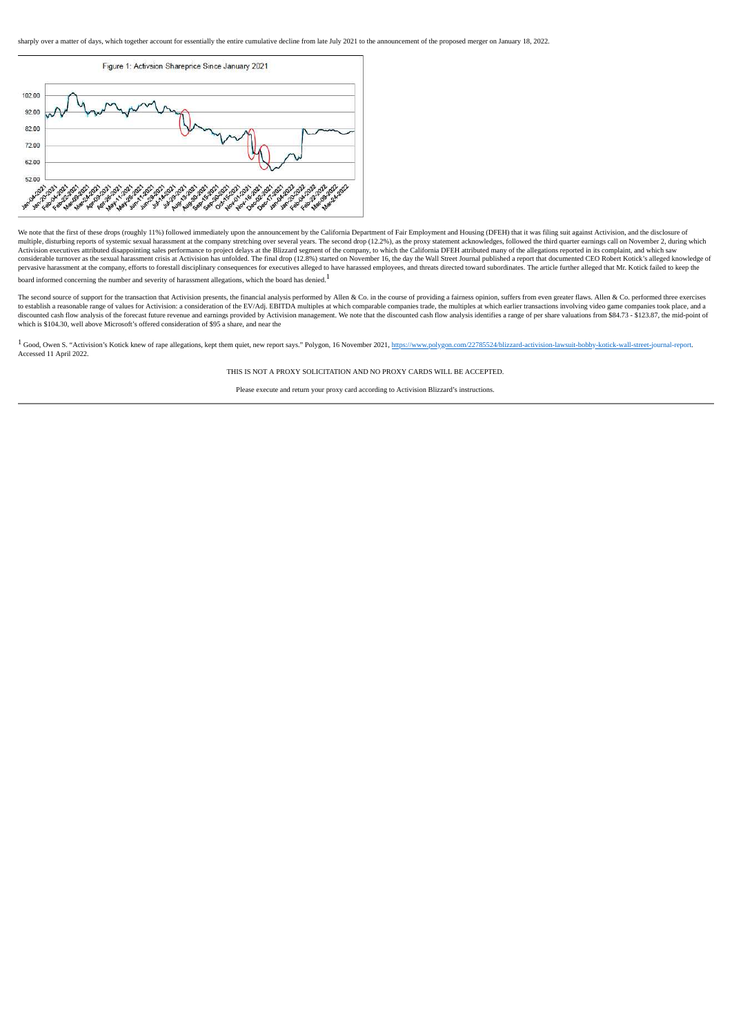sharply over a matter of days, which together account for essentially the entire cumulative decline from late July 2021 to the announcement of the proposed merger on January 18, 2022.

Figure 1: Activsion Shareprice Since January 2021

We note that the first of these drops (roughly 11%) followed immediately upon the announcement by the California Department of Fair Employment and Housing (DFEH) that it was filing suit against Activision, and the disclosure of multiple, disturbing reports of systemic sexual harassment at the company stretching over several years. The second drop (12.2%), as the proxy statement acknowledges, followed the third quarter earnings call on November 2, during which Activision executives attributed disappointing sales performance to project delays at the Blizzard segment of the company, to which the California DFEH attributed many of the allegations reported in its complaint, and which saw considerable turnover as the sexual harassment crisis at Activision has unfolded. The final drop (12.8%) started on November 16, the day the Wall Street Journal published a report that documented CEO Robert Kotick's alleged knowledge of pervasive harassment at the company, efforts to forestall disciplinary consequences for executives alleged to have harassed employees, and threats directed toward subordinates. The article further alleged that Mr. Kotick failed to keep the board informed concerning the number and severity of harassment allegations, which the board has denied.[1]

The second source of support for the transaction that Activision presents, the financial analysis performed by Allen & Co. in the course of providing a fairness opinion, suffers from even greater flaws. Allen & Co. performed three exercises to establish a reasonable range of values for Activision: a consideration of the EV/Adj. EBITDA multiples at which comparable companies trade, the multiples at which earlier transactions involving video game companies took place, and a discounted cash flow analysis of the forecast future revenue and earnings provided by Activision management. We note that the discounted cash flow analysis identifies a range of per share valuations from $84.73 - $123.87, the mid-point of which is $104.30, well above Microsoft's offered consideration of $95 a share, and near the

[1] Good, Owen S. "Activision's Kotick knew of rape allegations, kept them quiet, new report says." Polygon, 16 November 2021, https://www.polygon.com/22785524/blizzard-activision-lawsuit-bobby-kotick-wall-street-journal-report. Accessed 11 April 2022.

THIS IS NOT A PROXY SOLICITATION AND NO PROXY CARDS WILL BE ACCEPTED.

Please execute and return your proxy card according to Activision Blizzard's instructions.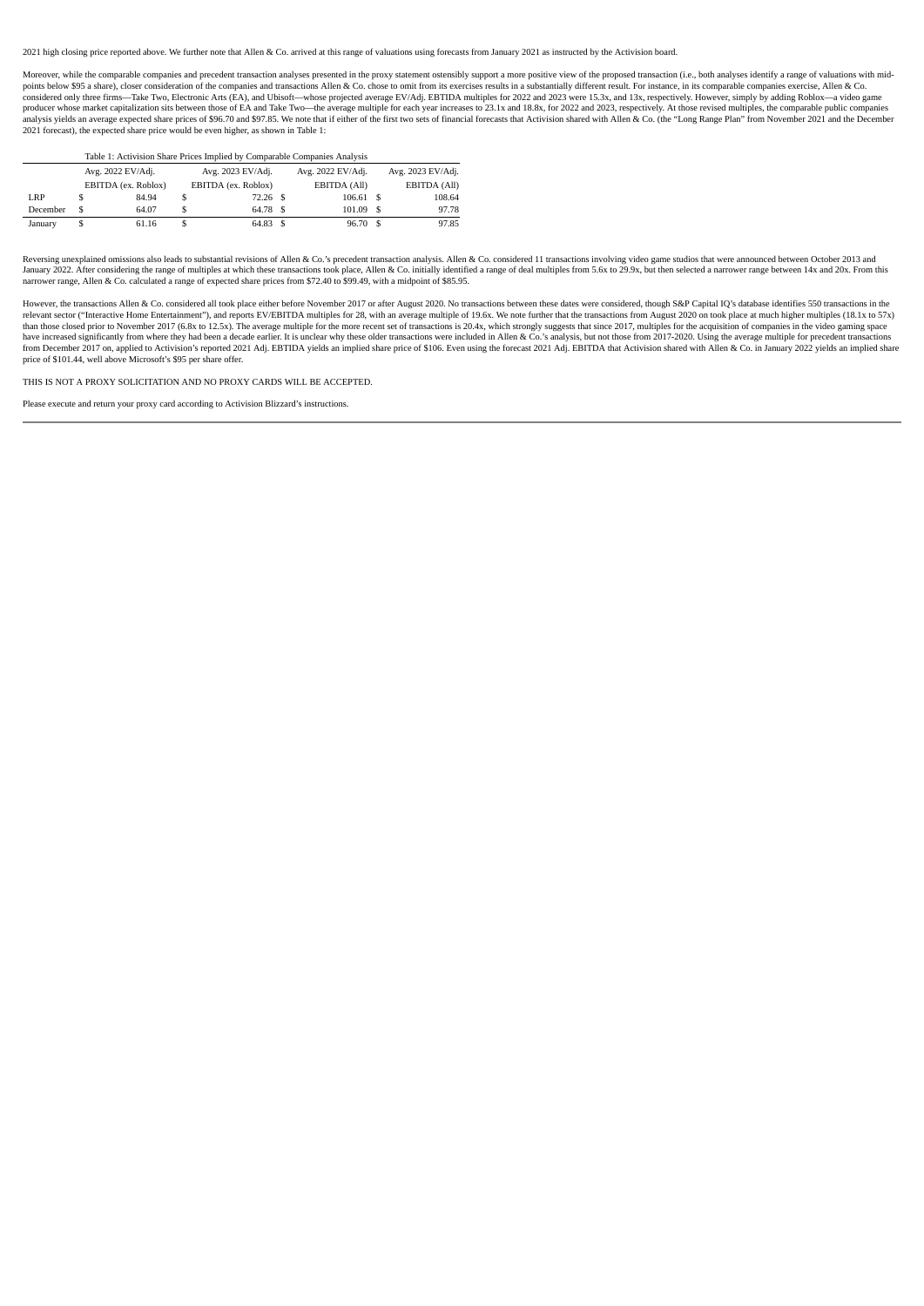2021 high closing price reported above. We further note that Allen & Co. arrived at this range of valuations using forecasts from January 2021 as instructed by the Activision board.

Moreover, while the comparable companies and precedent transaction analyses presented in the proxy statement ostensibly support a more positive view of the proposed transaction (i.e., both analyses identify a range of valuations with mid-points below $95 a share), closer consideration of the companies and transactions Allen & Co. chose to omit from its exercises results in a substantially different result. For instance, in its comparable companies exercise, Allen & Co. considered only three firms—Take Two, Electronic Arts (EA), and Ubisoft—whose projected average EV/Adj. EBITDA multiples for 2022 and 2023 were 15.3x, and 13x, respectively. However, simply by adding Roblox—a video game producer whose market capitalization sits between those of EA and Take Two—the average multiple for each year increases to 23.1x and 18.8x, for 2022 and 2023, respectively. At those revised multiples, the comparable public companies analysis yields an average expected share prices of $96.70 and $97.85. We note that if either of the first two sets of financial forecasts that Activision shared with Allen & Co. (the "Long Range Plan" from November 2021 and the December 2021 forecast), the expected share price would be even higher, as shown in Table 1:

Table 1: Activision Share Prices Implied by Comparable Companies Analysis

| | Avg. 2022 EV/Adj. EBITDA (ex. Roblox) | Avg. 2023 EV/Adj. EBITDA (ex. Roblox) | Avg. 2022 EV/Adj. EBITDA (All) | Avg. 2023 EV/Adj. EBITDA (All) |
|---|---|---|---|---|
| LRP | $ 84.94 | $ 72.26 | $ 106.61 | $ 108.64 |
| December | $ 64.07 | $ 64.78 | $ 101.09 | $ 97.78 |
| January | $ 61.16 | $ 64.83 | $ 96.70 | $ 97.85 |

Reversing unexplained omissions also leads to substantial revisions of Allen & Co.'s precedent transaction analysis. Allen & Co. considered 11 transactions involving video game studios that were announced between October 2013 and January 2022. After considering the range of multiples at which these transactions took place, Allen & Co. initially identified a range of deal multiples from 5.6x to 29.9x, but then selected a narrower range between 14x and 20x. From this narrower range, Allen & Co. calculated a range of expected share prices from $72.40 to $99.49, with a midpoint of $85.95.

However, the transactions Allen & Co. considered all took place either before November 2017 or after August 2020. No transactions between these dates were considered, though S&P Capital IQ's database identifies 550 transactions in the relevant sector ("Interactive Home Entertainment"), and reports EV/EBITDA multiples for 28, with an average multiple of 19.6x. We note further that the transactions from August 2020 on took place at much higher multiples (18.1x to 57x) than those closed prior to November 2017 (6.8x to 12.5x). The average multiple for the more recent set of transactions is 20.4x, which strongly suggests that since 2017, multiples for the acquisition of companies in the video gaming space have increased significantly from where they had been a decade earlier. It is unclear why these older transactions were included in Allen & Co.'s analysis, but not those from 2017-2020. Using the average multiple for precedent transactions from December 2017 on, applied to Activision's reported 2021 Adj. EBTIDA yields an implied share price of $106. Even using the forecast 2021 Adj. EBITDA that Activision shared with Allen & Co. in January 2022 yields an implied share price of $101.44, well above Microsoft's $95 per share offer.

THIS IS NOT A PROXY SOLICITATION AND NO PROXY CARDS WILL BE ACCEPTED.

Please execute and return your proxy card according to Activision Blizzard's instructions.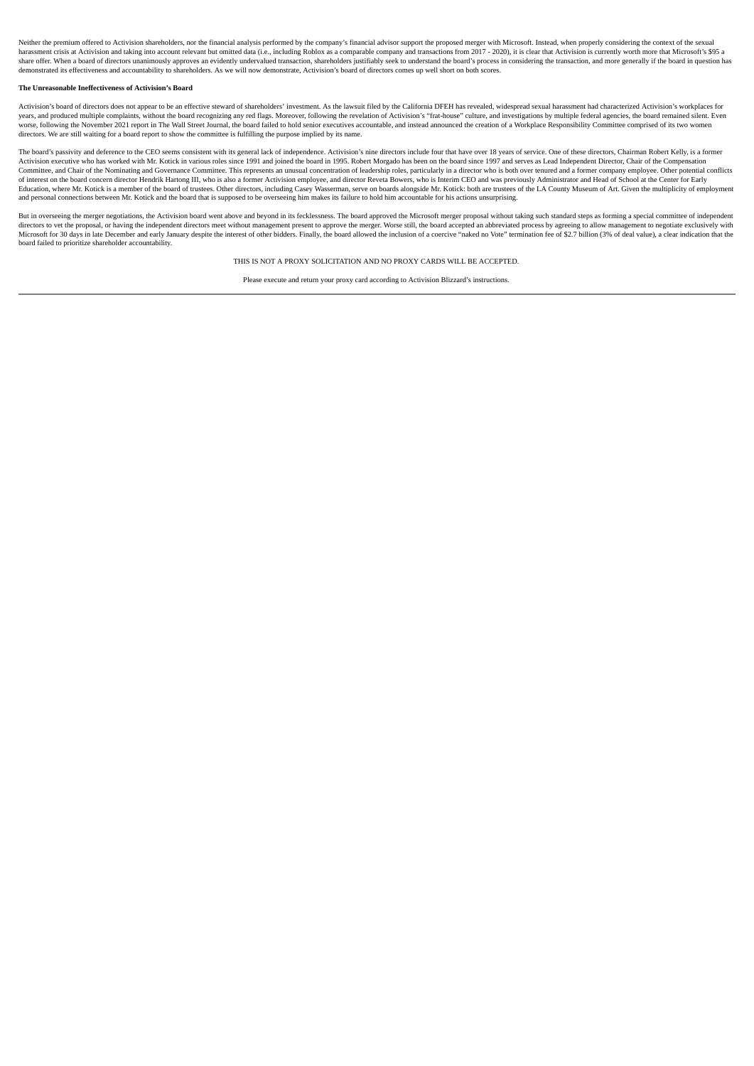Neither the premium offered to Activision shareholders, nor the financial analysis performed by the company's financial advisor support the proposed merger with Microsoft. Instead, when properly considering the context of the sexual harassment crisis at Activision and taking into account relevant but omitted data (i.e., including Roblox as a comparable company and transactions from 2017 - 2020), it is clear that Activision is currently worth more that Microsoft's $95 a share offer. When a board of directors unanimously approves an evidently undervalued transaction, shareholders justifiably seek to understand the board's process in considering the transaction, and more generally if the board in question has demonstrated its effectiveness and accountability to shareholders. As we will now demonstrate, Activision's board of directors comes up well short on both scores.

**The Unreasonable Ineffectiveness of Activision's Board**

Activision's board of directors does not appear to be an effective steward of shareholders' investment. As the lawsuit filed by the California DFEH has revealed, widespread sexual harassment had characterized Activision's workplaces for years, and produced multiple complaints, without the board recognizing any red flags. Moreover, following the revelation of Activision's "frat-house" culture, and investigations by multiple federal agencies, the board remained silent. Even worse, following the November 2021 report in The Wall Street Journal, the board failed to hold senior executives accountable, and instead announced the creation of a Workplace Responsibility Committee comprised of its two women directors. We are still waiting for a board report to show the committee is fulfilling the purpose implied by its name.

The board's passivity and deference to the CEO seems consistent with its general lack of independence. Activision's nine directors include four that have over 18 years of service. One of these directors, Chairman Robert Kelly, is a former Activision executive who has worked with Mr. Kotick in various roles since 1991 and joined the board in 1995. Robert Morgado has been on the board since 1997 and serves as Lead Independent Director, Chair of the Compensation Committee, and Chair of the Nominating and Governance Committee. This represents an unusual concentration of leadership roles, particularly in a director who is both over tenured and a former company employee. Other potential conflicts of interest on the board concern director Hendrik Hartong III, who is also a former Activision employee, and director Reveta Bowers, who is Interim CEO and was previously Administrator and Head of School at the Center for Early Education, where Mr. Kotick is a member of the board of trustees. Other directors, including Casey Wasserman, serve on boards alongside Mr. Kotick: both are trustees of the LA County Museum of Art. Given the multiplicity of employment and personal connections between Mr. Kotick and the board that is supposed to be overseeing him makes its failure to hold him accountable for his actions unsurprising.

But in overseeing the merger negotiations, the Activision board went above and beyond in its fecklessness. The board approved the Microsoft merger proposal without taking such standard steps as forming a special committee of independent directors to vet the proposal, or having the independent directors meet without management present to approve the merger. Worse still, the board accepted an abbreviated process by agreeing to allow management to negotiate exclusively with Microsoft for 30 days in late December and early January despite the interest of other bidders. Finally, the board allowed the inclusion of a coercive "naked no Vote" termination fee of $2.7 billion (3% of deal value), a clear indication that the board failed to prioritize shareholder accountability.

THIS IS NOT A PROXY SOLICITATION AND NO PROXY CARDS WILL BE ACCEPTED.

Please execute and return your proxy card according to Activision Blizzard's instructions.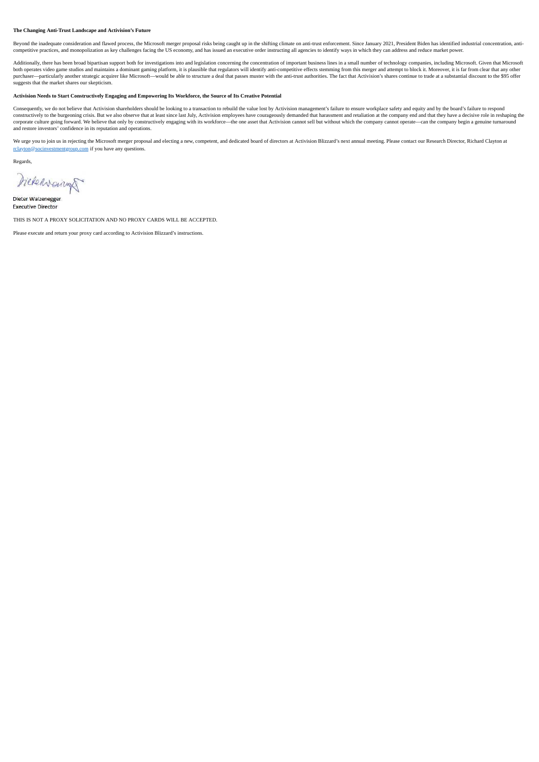**The Changing Anti-Trust Landscape and Activision's Future**

Beyond the inadequate consideration and flawed process, the Microsoft merger proposal risks being caught up in the shifting climate on anti-trust enforcement. Since January 2021, President Biden has identified industrial concentration, anti-competitive practices, and monopolization as key challenges facing the US economy, and has issued an executive order instructing all agencies to identify ways in which they can address and reduce market power.

Additionally, there has been broad bipartisan support both for investigations into and legislation concerning the concentration of important business lines in a small number of technology companies, including Microsoft. Given that Microsoft both operates video game studios and maintains a dominant gaming platform, it is plausible that regulators will identify anti-competitive effects stemming from this merger and attempt to block it. Moreover, it is far from clear that any other purchaser—particularly another strategic acquirer like Microsoft—would be able to structure a deal that passes muster with the anti-trust authorities. The fact that Activision's shares continue to trade at a substantial discount to the $95 offer suggests that the market shares our skepticism.

**Activision Needs to Start Constructively Engaging and Empowering Its Workforce, the Source of Its Creative Potential**

Consequently, we do not believe that Activision shareholders should be looking to a transaction to rebuild the value lost by Activision management's failure to ensure workplace safety and equity and by the board's failure to respond constructively to the burgeoning crisis. But we also observe that at least since last July, Activision employees have courageously demanded that harassment and retaliation at the company end and that they have a decisive role in reshaping the corporate culture going forward. We believe that only by constructively engaging with its workforce—the one asset that Activision cannot sell but without which the company cannot operate—can the company begin a genuine turnaround and restore investors' confidence in its reputation and operations.

We urge you to join us in rejecting the Microsoft merger proposal and electing a new, competent, and dedicated board of directors at Activision Blizzard's next annual meeting. Please contact our Research Director, Richard Clayton at rclayton@socinvestmentgroup.com if you have any questions.

Regards,

Dieter Waizenegger
Executive Director

THIS IS NOT A PROXY SOLICITATION AND NO PROXY CARDS WILL BE ACCEPTED.

Please execute and return your proxy card according to Activision Blizzard's instructions.